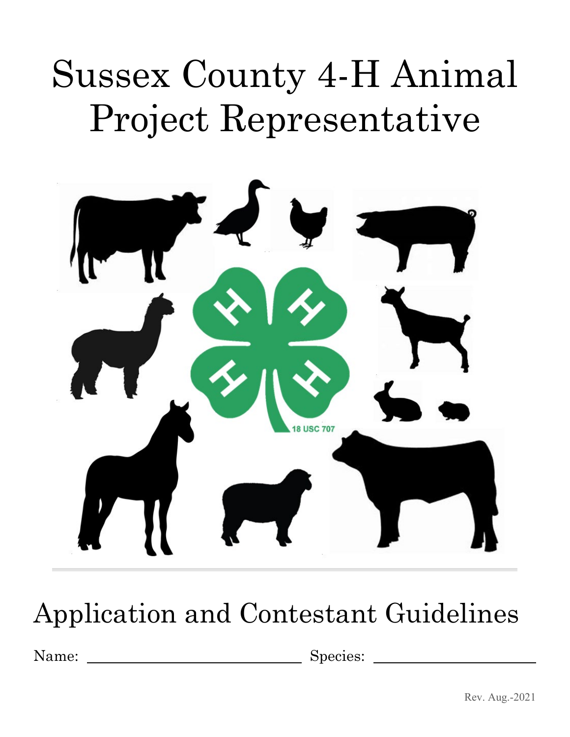# Sussex County 4-H Animal Project Representative

18 USC 707

## Application and Contestant Guidelines

Name: ______________________ Species: ______________________

Rev. Aug.-2021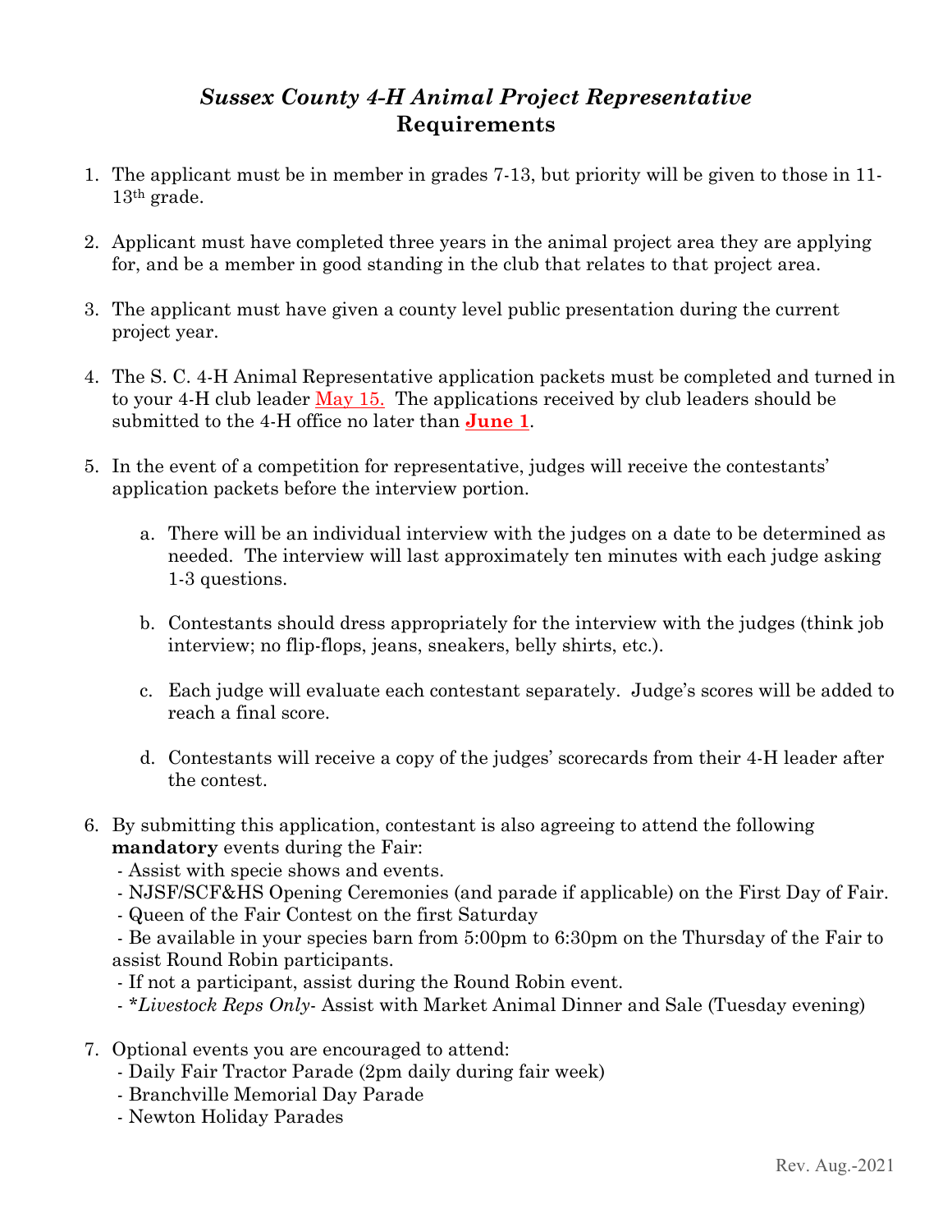# *Sussex County 4-H Animal Project Representative*
## Requirements

1. The applicant must be in member in grades 7-13, but priority will be given to those in 11-13th grade.

2. Applicant must have completed three years in the animal project area they are applying for, and be a member in good standing in the club that relates to that project area.

3. The applicant must have given a county level public presentation during the current project year.

4. The S. C. 4-H Animal Representative application packets must be completed and turned in to your 4-H club leader May 15. The applications received by club leaders should be submitted to the 4-H office no later than **June 1**.

5. In the event of a competition for representative, judges will receive the contestants' application packets before the interview portion.

    a. There will be an individual interview with the judges on a date to be determined as needed. The interview will last approximately ten minutes with each judge asking 1-3 questions.

    b. Contestants should dress appropriately for the interview with the judges (think job interview; no flip-flops, jeans, sneakers, belly shirts, etc.).

    c. Each judge will evaluate each contestant separately. Judge's scores will be added to reach a final score.

    d. Contestants will receive a copy of the judges' scorecards from their 4-H leader after the contest.

6. By submitting this application, contestant is also agreeing to attend the following **mandatory** events during the Fair:
   - Assist with specie shows and events.
   - NJSF/SCF&HS Opening Ceremonies (and parade if applicable) on the First Day of Fair.
   - Queen of the Fair Contest on the first Saturday
   - Be available in your species barn from 5:00pm to 6:30pm on the Thursday of the Fair to assist Round Robin participants.
   - If not a participant, assist during the Round Robin event.
   - *\*Livestock Reps Only-* Assist with Market Animal Dinner and Sale (Tuesday evening)

7. Optional events you are encouraged to attend:
   - Daily Fair Tractor Parade (2pm daily during fair week)
   - Branchville Memorial Day Parade
   - Newton Holiday Parades

Rev. Aug.-2021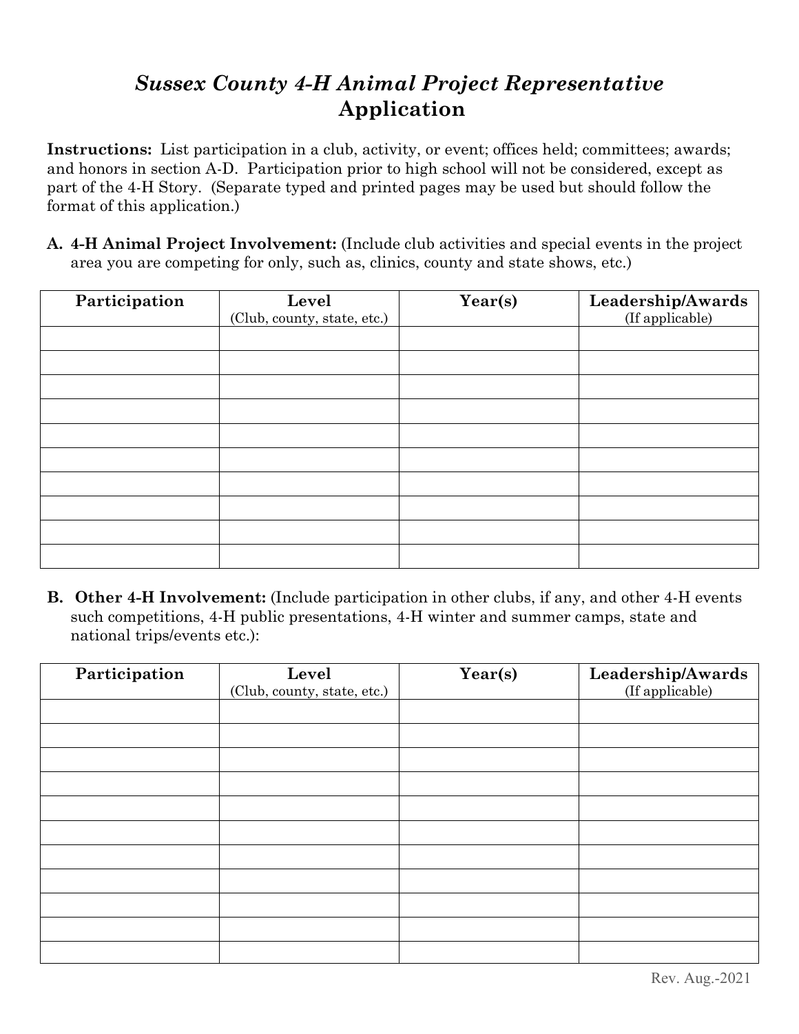# *Sussex County 4-H Animal Project Representative*
# Application

**Instructions:** List participation in a club, activity, or event; offices held; committees; awards; and honors in section A-D. Participation prior to high school will not be considered, except as part of the 4-H Story. (Separate typed and printed pages may be used but should follow the format of this application.)

**A. 4-H Animal Project Involvement:** (Include club activities and special events in the project area you are competing for only, such as, clinics, county and state shows, etc.)

| **Participation** | **Level** (Club, county, state, etc.) | **Year(s)** | **Leadership/Awards** (If applicable) |
|---|---|---|---|
| | | | |
| | | | |
| | | | |
| | | | |
| | | | |
| | | | |
| | | | |
| | | | |
| | | | |
| | | | |

**B. Other 4-H Involvement:** (Include participation in other clubs, if any, and other 4-H events such competitions, 4-H public presentations, 4-H winter and summer camps, state and national trips/events etc.):

| **Participation** | **Level** (Club, county, state, etc.) | **Year(s)** | **Leadership/Awards** (If applicable) |
|---|---|---|---|
| | | | |
| | | | |
| | | | |
| | | | |
| | | | |
| | | | |
| | | | |
| | | | |
| | | | |
| | | | |
| | | | |

Rev. Aug.-2021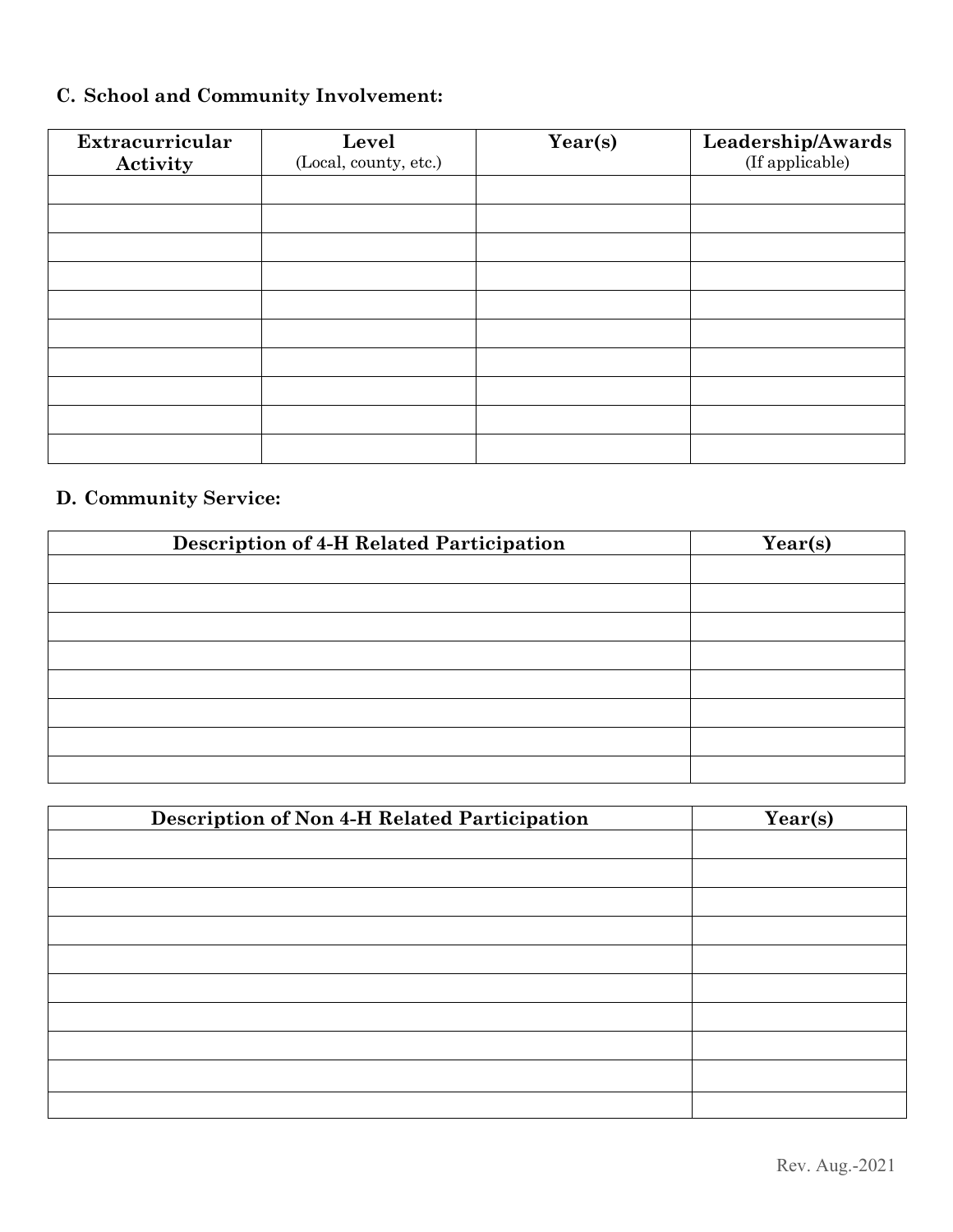### C. School and Community Involvement:

| Extracurricular Activity | Level (Local, county, etc.) | Year(s) | Leadership/Awards (If applicable) |
|---|---|---|---|
| | | | |
| | | | |
| | | | |
| | | | |
| | | | |
| | | | |
| | | | |
| | | | |
| | | | |
| | | | |

### D. Community Service:

| Description of 4-H Related Participation | Year(s) |
|---|---|
| | |
| | |
| | |
| | |
| | |
| | |
| | |
| | |

| Description of Non 4-H Related Participation | Year(s) |
|---|---|
| | |
| | |
| | |
| | |
| | |
| | |
| | |
| | |
| | |
| | |

Rev. Aug.-2021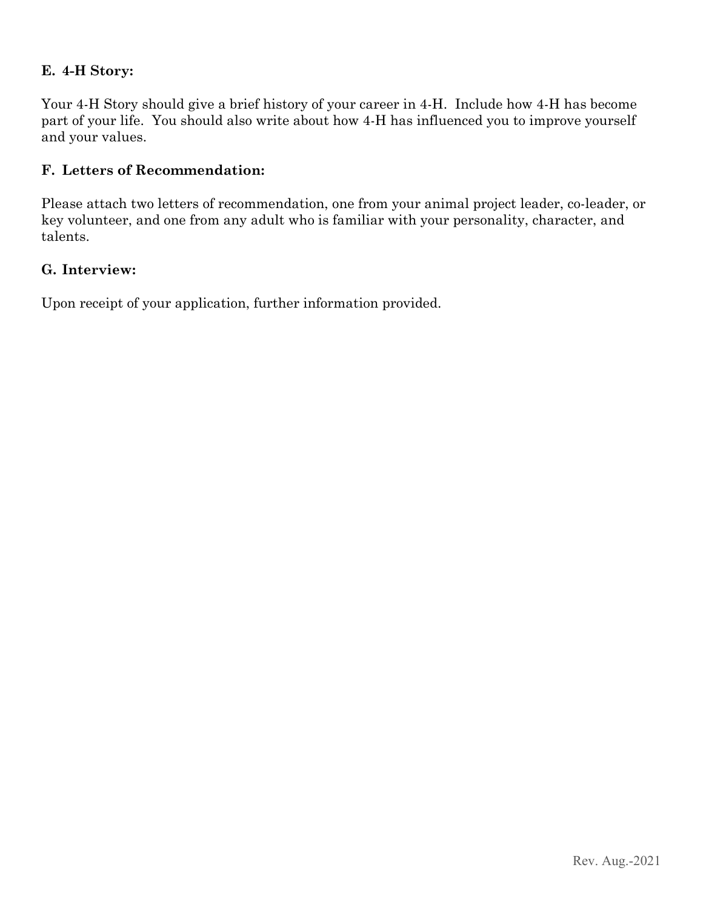**E. 4-H Story:**

Your 4-H Story should give a brief history of your career in 4-H. Include how 4-H has become part of your life. You should also write about how 4-H has influenced you to improve yourself and your values.

**F. Letters of Recommendation:**

Please attach two letters of recommendation, one from your animal project leader, co-leader, or key volunteer, and one from any adult who is familiar with your personality, character, and talents.

**G. Interview:**

Upon receipt of your application, further information provided.